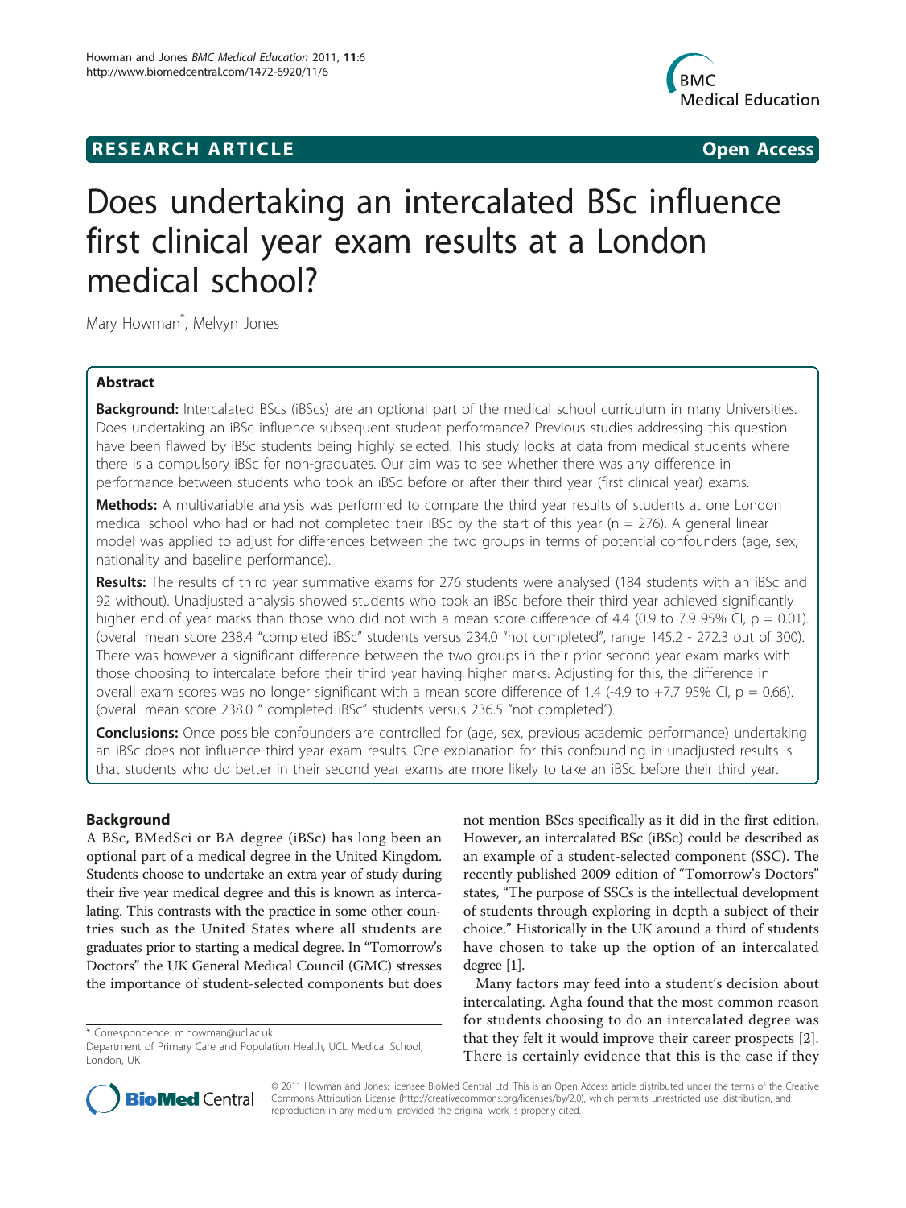**RESEARCH ARTICLE** **Open Access**

# Does undertaking an intercalated BSc influence first clinical year exam results at a London medical school?

Mary Howman*, Melvyn Jones

## Abstract

**Background:** Intercalated BScs (iBScs) are an optional part of the medical school curriculum in many Universities. Does undertaking an iBSc influence subsequent student performance? Previous studies addressing this question have been flawed by iBSc students being highly selected. This study looks at data from medical students where there is a compulsory iBSc for non-graduates. Our aim was to see whether there was any difference in performance between students who took an iBSc before or after their third year (first clinical year) exams.

**Methods:** A multivariable analysis was performed to compare the third year results of students at one London medical school who had or had not completed their iBSc by the start of this year (n = 276). A general linear model was applied to adjust for differences between the two groups in terms of potential confounders (age, sex, nationality and baseline performance).

**Results:** The results of third year summative exams for 276 students were analysed (184 students with an iBSc and 92 without). Unadjusted analysis showed students who took an iBSc before their third year achieved significantly higher end of year marks than those who did not with a mean score difference of 4.4 (0.9 to 7.9 95% CI, p = 0.01). (overall mean score 238.4 "completed iBSc" students versus 234.0 "not completed", range 145.2 - 272.3 out of 300). There was however a significant difference between the two groups in their prior second year exam marks with those choosing to intercalate before their third year having higher marks. Adjusting for this, the difference in overall exam scores was no longer significant with a mean score difference of 1.4 (-4.9 to +7.7 95% CI, p = 0.66). (overall mean score 238.0 " completed iBSc" students versus 236.5 "not completed").

**Conclusions:** Once possible confounders are controlled for (age, sex, previous academic performance) undertaking an iBSc does not influence third year exam results. One explanation for this confounding in unadjusted results is that students who do better in their second year exams are more likely to take an iBSc before their third year.

## Background

A BSc, BMedSci or BA degree (iBSc) has long been an optional part of a medical degree in the United Kingdom. Students choose to undertake an extra year of study during their five year medical degree and this is known as intercalating. This contrasts with the practice in some other countries such as the United States where all students are graduates prior to starting a medical degree. In "Tomorrow's Doctors" the UK General Medical Council (GMC) stresses the importance of student-selected components but does not mention BScs specifically as it did in the first edition. However, an intercalated BSc (iBSc) could be described as an example of a student-selected component (SSC). The recently published 2009 edition of "Tomorrow's Doctors" states, "The purpose of SSCs is the intellectual development of students through exploring in depth a subject of their choice." Historically in the UK around a third of students have chosen to take up the option of an intercalated degree [1].

Many factors may feed into a student's decision about intercalating. Agha found that the most common reason for students choosing to do an intercalated degree was that they felt it would improve their career prospects [2]. There is certainly evidence that this is the case if they

\* Correspondence: m.howman@ucl.ac.uk
Department of Primary Care and Population Health, UCL Medical School, London, UK

© 2011 Howman and Jones; licensee BioMed Central Ltd. This is an Open Access article distributed under the terms of the Creative Commons Attribution License (http://creativecommons.org/licenses/by/2.0), which permits unrestricted use, distribution, and reproduction in any medium, provided the original work is properly cited.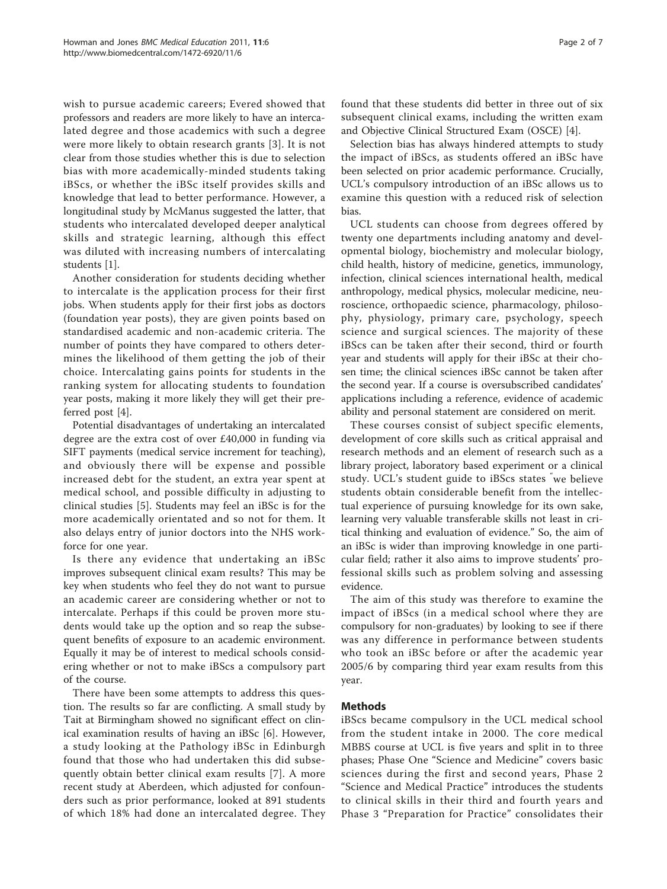wish to pursue academic careers; Evered showed that professors and readers are more likely to have an intercalated degree and those academics with such a degree were more likely to obtain research grants [3]. It is not clear from those studies whether this is due to selection bias with more academically-minded students taking iBScs, or whether the iBSc itself provides skills and knowledge that lead to better performance. However, a longitudinal study by McManus suggested the latter, that students who intercalated developed deeper analytical skills and strategic learning, although this effect was diluted with increasing numbers of intercalating students [1].

Another consideration for students deciding whether to intercalate is the application process for their first jobs. When students apply for their first jobs as doctors (foundation year posts), they are given points based on standardised academic and non-academic criteria. The number of points they have compared to others determines the likelihood of them getting the job of their choice. Intercalating gains points for students in the ranking system for allocating students to foundation year posts, making it more likely they will get their preferred post [4].

Potential disadvantages of undertaking an intercalated degree are the extra cost of over £40,000 in funding via SIFT payments (medical service increment for teaching), and obviously there will be expense and possible increased debt for the student, an extra year spent at medical school, and possible difficulty in adjusting to clinical studies [5]. Students may feel an iBSc is for the more academically orientated and so not for them. It also delays entry of junior doctors into the NHS workforce for one year.

Is there any evidence that undertaking an iBSc improves subsequent clinical exam results? This may be key when students who feel they do not want to pursue an academic career are considering whether or not to intercalate. Perhaps if this could be proven more students would take up the option and so reap the subsequent benefits of exposure to an academic environment. Equally it may be of interest to medical schools considering whether or not to make iBScs a compulsory part of the course.

There have been some attempts to address this question. The results so far are conflicting. A small study by Tait at Birmingham showed no significant effect on clinical examination results of having an iBSc [6]. However, a study looking at the Pathology iBSc in Edinburgh found that those who had undertaken this did subsequently obtain better clinical exam results [7]. A more recent study at Aberdeen, which adjusted for confounders such as prior performance, looked at 891 students of which 18% had done an intercalated degree. They found that these students did better in three out of six subsequent clinical exams, including the written exam and Objective Clinical Structured Exam (OSCE) [4].

Selection bias has always hindered attempts to study the impact of iBScs, as students offered an iBSc have been selected on prior academic performance. Crucially, UCL's compulsory introduction of an iBSc allows us to examine this question with a reduced risk of selection bias.

UCL students can choose from degrees offered by twenty one departments including anatomy and developmental biology, biochemistry and molecular biology, child health, history of medicine, genetics, immunology, infection, clinical sciences international health, medical anthropology, medical physics, molecular medicine, neuroscience, orthopaedic science, pharmacology, philosophy, physiology, primary care, psychology, speech science and surgical sciences. The majority of these iBScs can be taken after their second, third or fourth year and students will apply for their iBSc at their chosen time; the clinical sciences iBSc cannot be taken after the second year. If a course is oversubscribed candidates' applications including a reference, evidence of academic ability and personal statement are considered on merit.

These courses consist of subject specific elements, development of core skills such as critical appraisal and research methods and an element of research such as a library project, laboratory based experiment or a clinical study. UCL's student guide to iBScs states "we believe students obtain considerable benefit from the intellectual experience of pursuing knowledge for its own sake, learning very valuable transferable skills not least in critical thinking and evaluation of evidence." So, the aim of an iBSc is wider than improving knowledge in one particular field; rather it also aims to improve students' professional skills such as problem solving and assessing evidence.

The aim of this study was therefore to examine the impact of iBScs (in a medical school where they are compulsory for non-graduates) by looking to see if there was any difference in performance between students who took an iBSc before or after the academic year 2005/6 by comparing third year exam results from this year.

## Methods

iBScs became compulsory in the UCL medical school from the student intake in 2000. The core medical MBBS course at UCL is five years and split in to three phases; Phase One "Science and Medicine" covers basic sciences during the first and second years, Phase 2 "Science and Medical Practice" introduces the students to clinical skills in their third and fourth years and Phase 3 "Preparation for Practice" consolidates their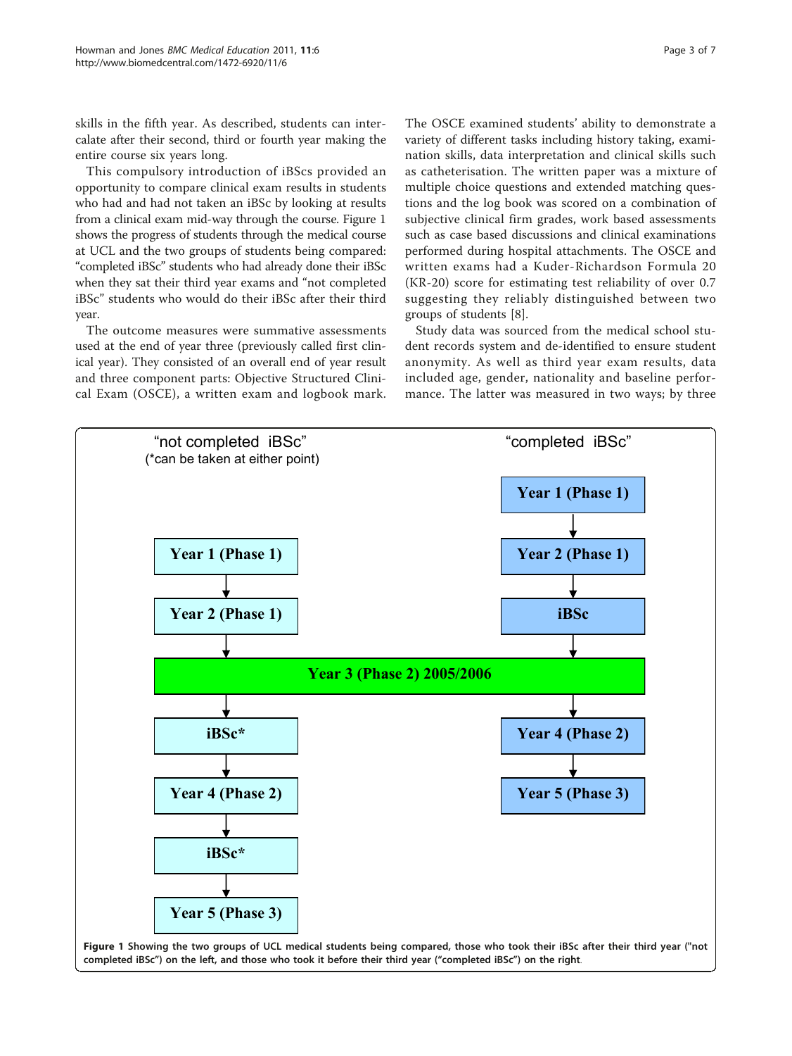skills in the fifth year. As described, students can intercalate after their second, third or fourth year making the entire course six years long.

This compulsory introduction of iBScs provided an opportunity to compare clinical exam results in students who had and had not taken an iBSc by looking at results from a clinical exam mid-way through the course. Figure 1 shows the progress of students through the medical course at UCL and the two groups of students being compared: "completed iBSc" students who had already done their iBSc when they sat their third year exams and "not completed iBSc" students who would do their iBSc after their third year.

The outcome measures were summative assessments used at the end of year three (previously called first clinical year). They consisted of an overall end of year result and three component parts: Objective Structured Clinical Exam (OSCE), a written exam and logbook mark. The OSCE examined students' ability to demonstrate a variety of different tasks including history taking, examination skills, data interpretation and clinical skills such as catheterisation. The written paper was a mixture of multiple choice questions and extended matching questions and the log book was scored on a combination of subjective clinical firm grades, work based assessments such as case based discussions and clinical examinations performed during hospital attachments. The OSCE and written exams had a Kuder-Richardson Formula 20 (KR-20) score for estimating test reliability of over 0.7 suggesting they reliably distinguished between two groups of students [8].

Study data was sourced from the medical school student records system and de-identified to ensure student anonymity. As well as third year exam results, data included age, gender, nationality and baseline performance. The latter was measured in two ways; by three

"not completed iBSc" (*can be taken at either point) — Year 1 (Phase 1) → Year 2 (Phase 1) → Year 3 (Phase 2) 2005/2006 → iBSc* → Year 4 (Phase 2) → iBSc* → Year 5 (Phase 3)

"completed iBSc" — Year 1 (Phase 1) → Year 2 (Phase 1) → iBSc → Year 3 (Phase 2) 2005/2006 → Year 4 (Phase 2) → Year 5 (Phase 3)

**Figure 1 Showing the two groups of UCL medical students being compared, those who took their iBSc after their third year ("not completed iBSc") on the left, and those who took it before their third year ("completed iBSc") on the right**.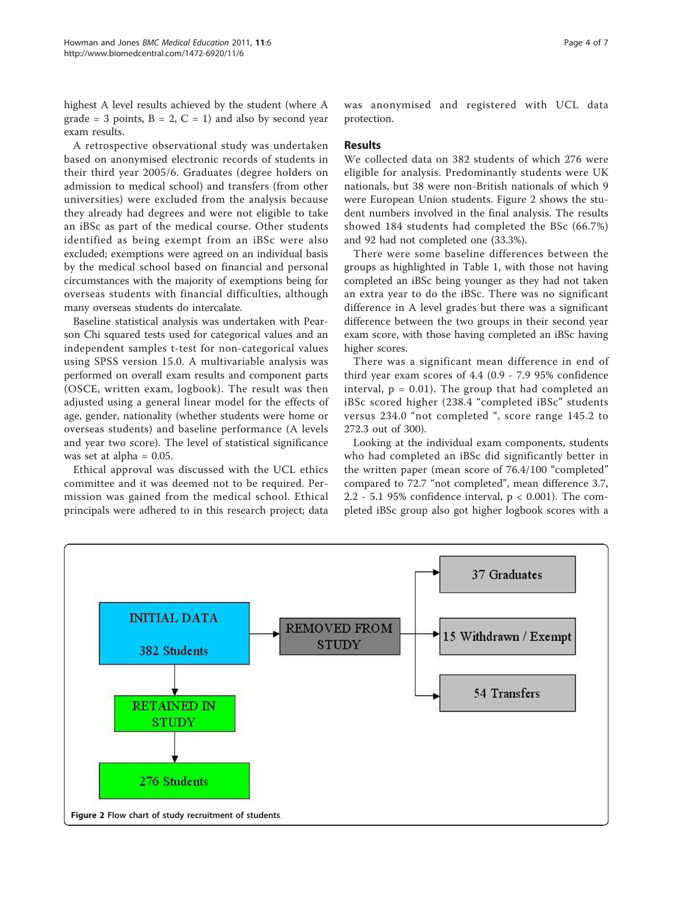highest A level results achieved by the student (where A grade = 3 points, B = 2, C = 1) and also by second year exam results.

A retrospective observational study was undertaken based on anonymised electronic records of students in their third year 2005/6. Graduates (degree holders on admission to medical school) and transfers (from other universities) were excluded from the analysis because they already had degrees and were not eligible to take an iBSc as part of the medical course. Other students identified as being exempt from an iBSc were also excluded; exemptions were agreed on an individual basis by the medical school based on financial and personal circumstances with the majority of exemptions being for overseas students with financial difficulties, although many overseas students do intercalate.

Baseline statistical analysis was undertaken with Pearson Chi squared tests used for categorical values and an independent samples t-test for non-categorical values using SPSS version 15.0. A multivariable analysis was performed on overall exam results and component parts (OSCE, written exam, logbook). The result was then adjusted using a general linear model for the effects of age, gender, nationality (whether students were home or overseas students) and baseline performance (A levels and year two score). The level of statistical significance was set at alpha = 0.05.

Ethical approval was discussed with the UCL ethics committee and it was deemed not to be required. Permission was gained from the medical school. Ethical principals were adhered to in this research project; data was anonymised and registered with UCL data protection.

## Results

We collected data on 382 students of which 276 were eligible for analysis. Predominantly students were UK nationals, but 38 were non-British nationals of which 9 were European Union students. Figure 2 shows the student numbers involved in the final analysis. The results showed 184 students had completed the BSc (66.7%) and 92 had not completed one (33.3%).

There were some baseline differences between the groups as highlighted in Table 1, with those not having completed an iBSc being younger as they had not taken an extra year to do the iBSc. There was no significant difference in A level grades but there was a significant difference between the two groups in their second year exam score, with those having completed an iBSc having higher scores.

There was a significant mean difference in end of third year exam scores of 4.4 (0.9 - 7.9 95% confidence interval, $p = 0.01$). The group that had completed an iBSc scored higher (238.4 "completed iBSc" students versus 234.0 "not completed ", score range 145.2 to 272.3 out of 300).

Looking at the individual exam components, students who had completed an iBSc did significantly better in the written paper (mean score of 76.4/100 "completed" compared to 72.7 "not completed", mean difference 3.7, 2.2 - 5.1 95% confidence interval, $p < 0.001$). The completed iBSc group also got higher logbook scores with a

INITIAL DATA

382 Students

REMOVED FROM STUDY

37 Graduates

15 Withdrawn / Exempt

54 Transfers

RETAINED IN STUDY

276 Students

**Figure 2** Flow chart of study recruitment of students.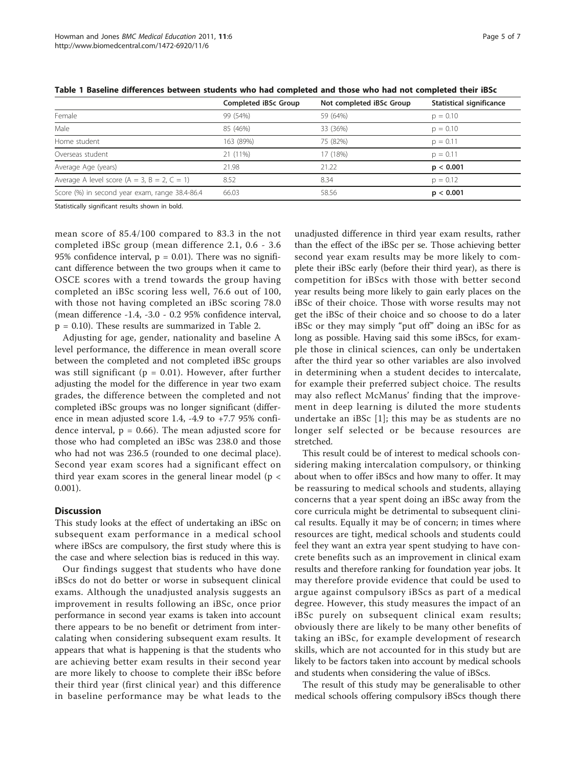**Table 1 Baseline differences between students who had completed and those who had not completed their iBSc**

| | Completed iBSc Group | Not completed iBSc Group | Statistical significance |
|---|---|---|---|
| Female | 99 (54%) | 59 (64%) | $p = 0.10$ |
| Male | 85 (46%) | 33 (36%) | $p = 0.10$ |
| Home student | 163 (89%) | 75 (82%) | $p = 0.11$ |
| Overseas student | 21 (11%) | 17 (18%) | $p = 0.11$ |
| Average Age (years) | 21.98 | 21.22 | **$p < 0.001$** |
| Average A level score (A = 3, B = 2, C = 1) | 8.52 | 8.34 | $p = 0.12$ |
| Score (%) in second year exam, range 38.4-86.4 | 66.03 | 58.56 | **$p < 0.001$** |

Statistically significant results shown in bold.

mean score of 85.4/100 compared to 83.3 in the not completed iBSc group (mean difference 2.1, 0.6 - 3.6 95% confidence interval, $p = 0.01$). There was no significant difference between the two groups when it came to OSCE scores with a trend towards the group having completed an iBSc scoring less well, 76.6 out of 100, with those not having completed an iBSc scoring 78.0 (mean difference -1.4, -3.0 - 0.2 95% confidence interval, $p = 0.10$). These results are summarized in Table 2.

Adjusting for age, gender, nationality and baseline A level performance, the difference in mean overall score between the completed and not completed iBSc groups was still significant ($p = 0.01$). However, after further adjusting the model for the difference in year two exam grades, the difference between the completed and not completed iBSc groups was no longer significant (difference in mean adjusted score 1.4, -4.9 to +7.7 95% confidence interval, $p = 0.66$). The mean adjusted score for those who had completed an iBSc was 238.0 and those who had not was 236.5 (rounded to one decimal place). Second year exam scores had a significant effect on third year exam scores in the general linear model ($p < 0.001$).

## Discussion

This study looks at the effect of undertaking an iBSc on subsequent exam performance in a medical school where iBScs are compulsory, the first study where this is the case and where selection bias is reduced in this way.

Our findings suggest that students who have done iBScs do not do better or worse in subsequent clinical exams. Although the unadjusted analysis suggests an improvement in results following an iBSc, once prior performance in second year exams is taken into account there appears to be no benefit or detriment from intercalating when considering subsequent exam results. It appears that what is happening is that the students who are achieving better exam results in their second year are more likely to choose to complete their iBSc before their third year (first clinical year) and this difference in baseline performance may be what leads to the unadjusted difference in third year exam results, rather than the effect of the iBSc per se. Those achieving better second year exam results may be more likely to complete their iBSc early (before their third year), as there is competition for iBScs with those with better second year results being more likely to gain early places on the iBSc of their choice. Those with worse results may not get the iBSc of their choice and so choose to do a later iBSc or they may simply "put off" doing an iBSc for as long as possible. Having said this some iBScs, for example those in clinical sciences, can only be undertaken after the third year so other variables are also involved in determining when a student decides to intercalate, for example their preferred subject choice. The results may also reflect McManus' finding that the improvement in deep learning is diluted the more students undertake an iBSc [1]; this may be as students are no longer self selected or be because resources are stretched.

This result could be of interest to medical schools considering making intercalation compulsory, or thinking about when to offer iBScs and how many to offer. It may be reassuring to medical schools and students, allaying concerns that a year spent doing an iBSc away from the core curricula might be detrimental to subsequent clinical results. Equally it may be of concern; in times where resources are tight, medical schools and students could feel they want an extra year spent studying to have concrete benefits such as an improvement in clinical exam results and therefore ranking for foundation year jobs. It may therefore provide evidence that could be used to argue against compulsory iBScs as part of a medical degree. However, this study measures the impact of an iBSc purely on subsequent clinical exam results; obviously there are likely to be many other benefits of taking an iBSc, for example development of research skills, which are not accounted for in this study but are likely to be factors taken into account by medical schools and students when considering the value of iBScs.

The result of this study may be generalisable to other medical schools offering compulsory iBScs though there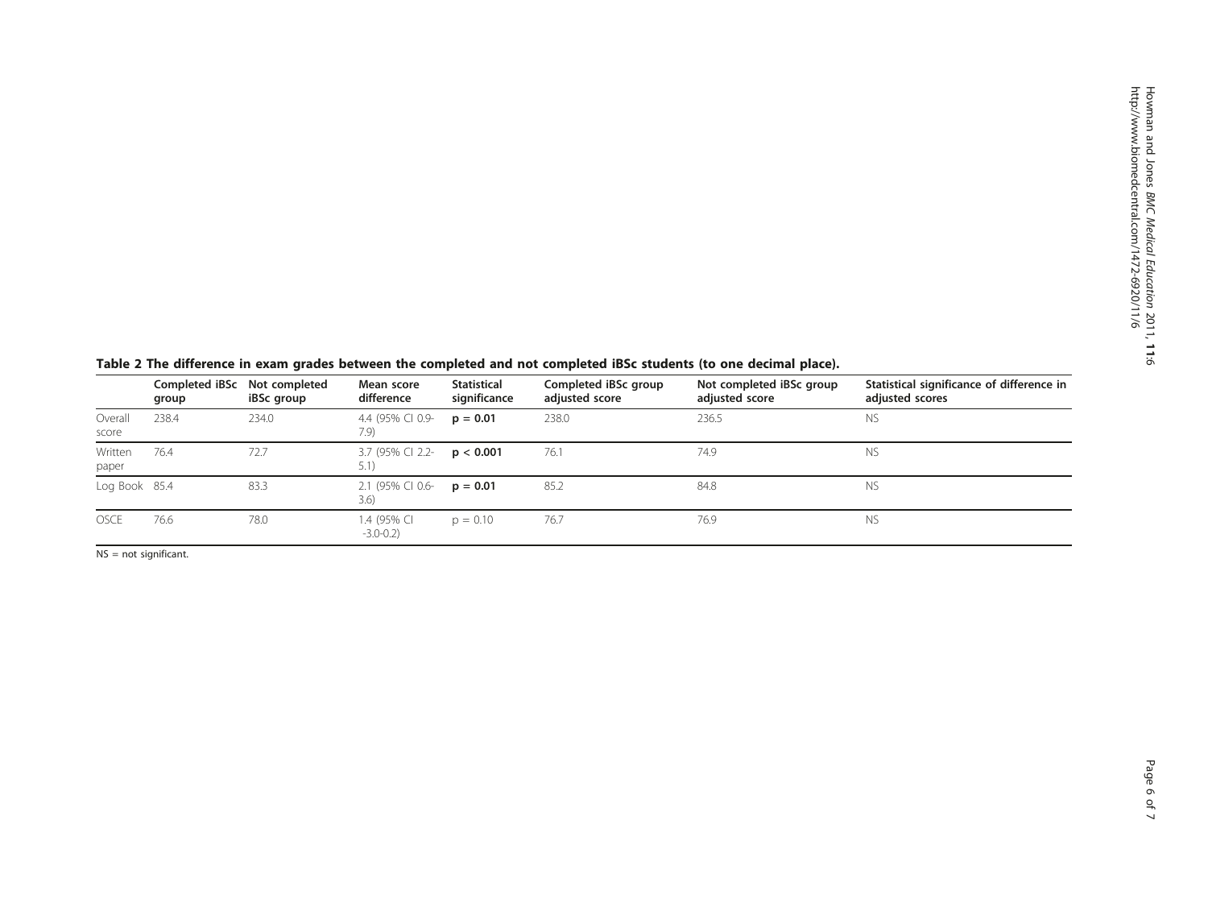**Table 2 The difference in exam grades between the completed and not completed iBSc students (to one decimal place).**

| | Completed iBSc group | Not completed iBSc group | Mean score difference | Statistical significance | Completed iBSc group adjusted score | Not completed iBSc group adjusted score | Statistical significance of difference in adjusted scores |
|---|---|---|---|---|---|---|---|
| Overall score | 238.4 | 234.0 | 4.4 (95% CI 0.9-7.9) | **p = 0.01** | 238.0 | 236.5 | NS |
| Written paper | 76.4 | 72.7 | 3.7 (95% CI 2.2-5.1) | **p < 0.001** | 76.1 | 74.9 | NS |
| Log Book | 85.4 | 83.3 | 2.1 (95% CI 0.6-3.6) | **p = 0.01** | 85.2 | 84.8 | NS |
| OSCE | 76.6 | 78.0 | 1.4 (95% CI -3.0-0.2) | p = 0.10 | 76.7 | 76.9 | NS |

NS = not significant.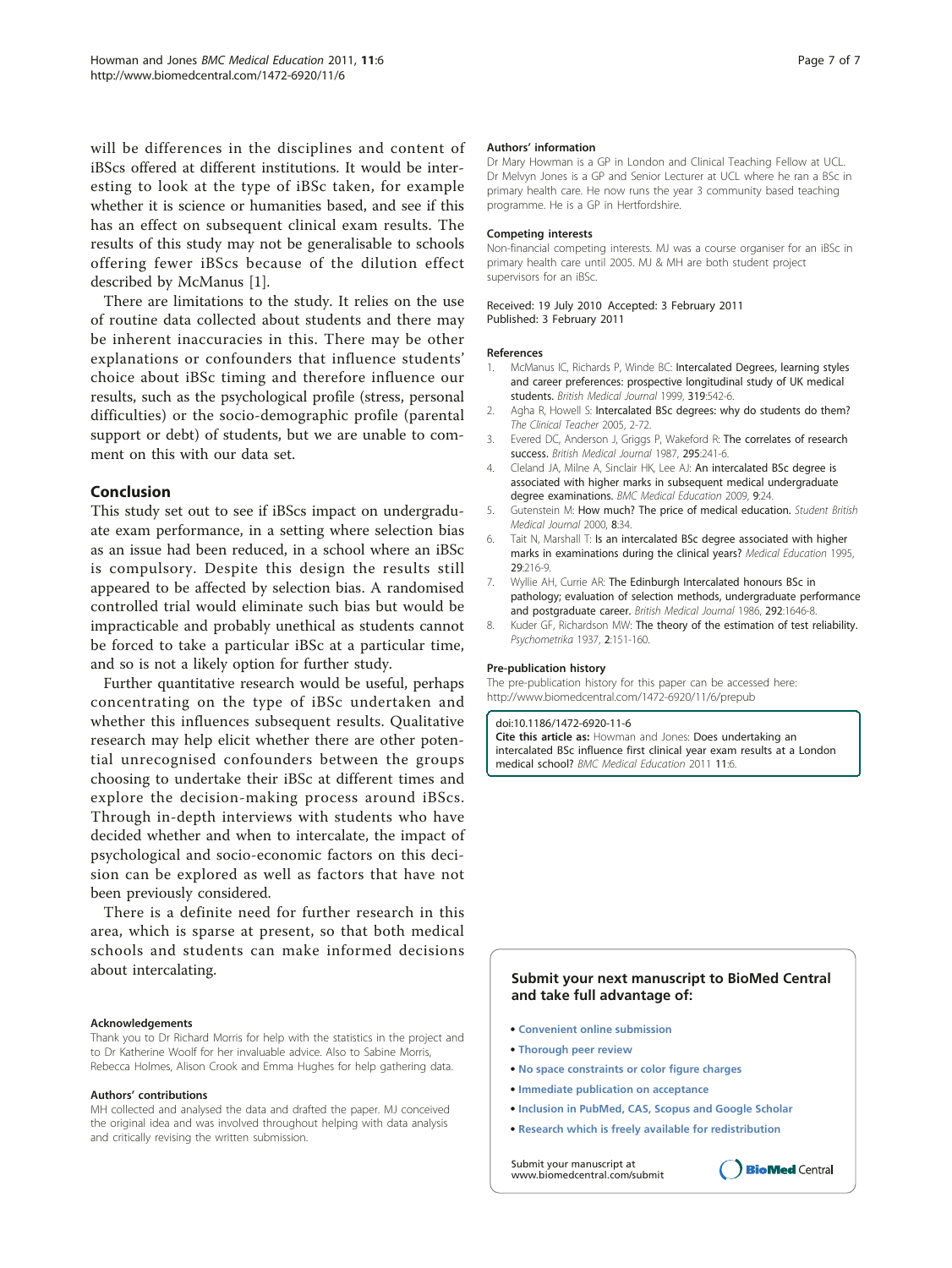will be differences in the disciplines and content of iBScs offered at different institutions. It would be interesting to look at the type of iBSc taken, for example whether it is science or humanities based, and see if this has an effect on subsequent clinical exam results. The results of this study may not be generalisable to schools offering fewer iBScs because of the dilution effect described by McManus [1].

There are limitations to the study. It relies on the use of routine data collected about students and there may be inherent inaccuracies in this. There may be other explanations or confounders that influence students' choice about iBSc timing and therefore influence our results, such as the psychological profile (stress, personal difficulties) or the socio-demographic profile (parental support or debt) of students, but we are unable to comment on this with our data set.

## Conclusion

This study set out to see if iBScs impact on undergraduate exam performance, in a setting where selection bias as an issue had been reduced, in a school where an iBSc is compulsory. Despite this design the results still appeared to be affected by selection bias. A randomised controlled trial would eliminate such bias but would be impracticable and probably unethical as students cannot be forced to take a particular iBSc at a particular time, and so is not a likely option for further study.

Further quantitative research would be useful, perhaps concentrating on the type of iBSc undertaken and whether this influences subsequent results. Qualitative research may help elicit whether there are other potential unrecognised confounders between the groups choosing to undertake their iBSc at different times and explore the decision-making process around iBScs. Through in-depth interviews with students who have decided whether and when to intercalate, the impact of psychological and socio-economic factors on this decision can be explored as well as factors that have not been previously considered.

There is a definite need for further research in this area, which is sparse at present, so that both medical schools and students can make informed decisions about intercalating.

#### Acknowledgements

Thank you to Dr Richard Morris for help with the statistics in the project and to Dr Katherine Woolf for her invaluable advice. Also to Sabine Morris, Rebecca Holmes, Alison Crook and Emma Hughes for help gathering data.

#### Authors' contributions

MH collected and analysed the data and drafted the paper. MJ conceived the original idea and was involved throughout helping with data analysis and critically revising the written submission.

#### Authors' information

Dr Mary Howman is a GP in London and Clinical Teaching Fellow at UCL. Dr Melvyn Jones is a GP and Senior Lecturer at UCL where he ran a BSc in primary health care. He now runs the year 3 community based teaching programme. He is a GP in Hertfordshire.

#### Competing interests

Non-financial competing interests. MJ was a course organiser for an iBSc in primary health care until 2005. MJ & MH are both student project supervisors for an iBSc.

Received: 19 July 2010 Accepted: 3 February 2011
Published: 3 February 2011

#### References

1. McManus IC, Richards P, Winde BC: **Intercalated Degrees, learning styles and career preferences: prospective longitudinal study of UK medical students.** *British Medical Journal* 1999, **319**:542-6.
2. Agha R, Howell S: **Intercalated BSc degrees: why do students do them?** *The Clinical Teacher* 2005, 2-72.
3. Evered DC, Anderson J, Griggs P, Wakeford R: **The correlates of research success.** *British Medical Journal* 1987, **295**:241-6.
4. Cleland JA, Milne A, Sinclair HK, Lee AJ: **An intercalated BSc degree is associated with higher marks in subsequent medical undergraduate degree examinations.** *BMC Medical Education* 2009, **9**:24.
5. Gutenstein M: **How much? The price of medical education.** *Student British Medical Journal* 2000, **8**:34.
6. Tait N, Marshall T: **Is an intercalated BSc degree associated with higher marks in examinations during the clinical years?** *Medical Education* 1995, **29**:216-9.
7. Wyllie AH, Currie AR: **The Edinburgh Intercalated honours BSc in pathology; evaluation of selection methods, undergraduate performance and postgraduate career.** *British Medical Journal* 1986, **292**:1646-8.
8. Kuder GF, Richardson MW: **The theory of the estimation of test reliability.** *Psychometrika* 1937, **2**:151-160.

#### Pre-publication history

The pre-publication history for this paper can be accessed here:
http://www.biomedcentral.com/1472-6920/11/6/prepub

doi:10.1186/1472-6920-11-6
**Cite this article as:** Howman and Jones: Does undertaking an intercalated BSc influence first clinical year exam results at a London medical school? *BMC Medical Education* 2011 **11**:6.

**Submit your next manuscript to BioMed Central and take full advantage of:**

- Convenient online submission
- Thorough peer review
- No space constraints or color figure charges
- Immediate publication on acceptance
- Inclusion in PubMed, CAS, Scopus and Google Scholar
- Research which is freely available for redistribution

Submit your manuscript at
www.biomedcentral.com/submit